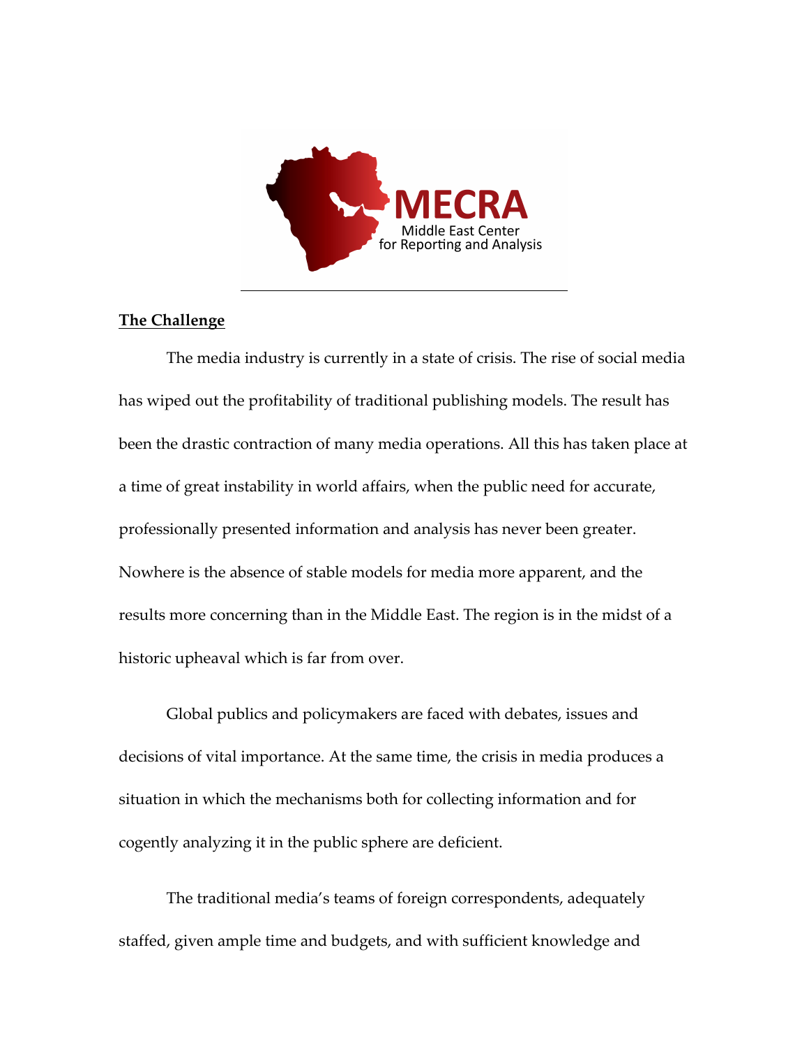MECRA

Middle East Center for Reporting and Analysis

## The Challenge

The media industry is currently in a state of crisis. The rise of social media has wiped out the profitability of traditional publishing models. The result has been the drastic contraction of many media operations. All this has taken place at a time of great instability in world affairs, when the public need for accurate, professionally presented information and analysis has never been greater. Nowhere is the absence of stable models for media more apparent, and the results more concerning than in the Middle East. The region is in the midst of a historic upheaval which is far from over.

Global publics and policymakers are faced with debates, issues and decisions of vital importance. At the same time, the crisis in media produces a situation in which the mechanisms both for collecting information and for cogently analyzing it in the public sphere are deficient.

The traditional media's teams of foreign correspondents, adequately staffed, given ample time and budgets, and with sufficient knowledge and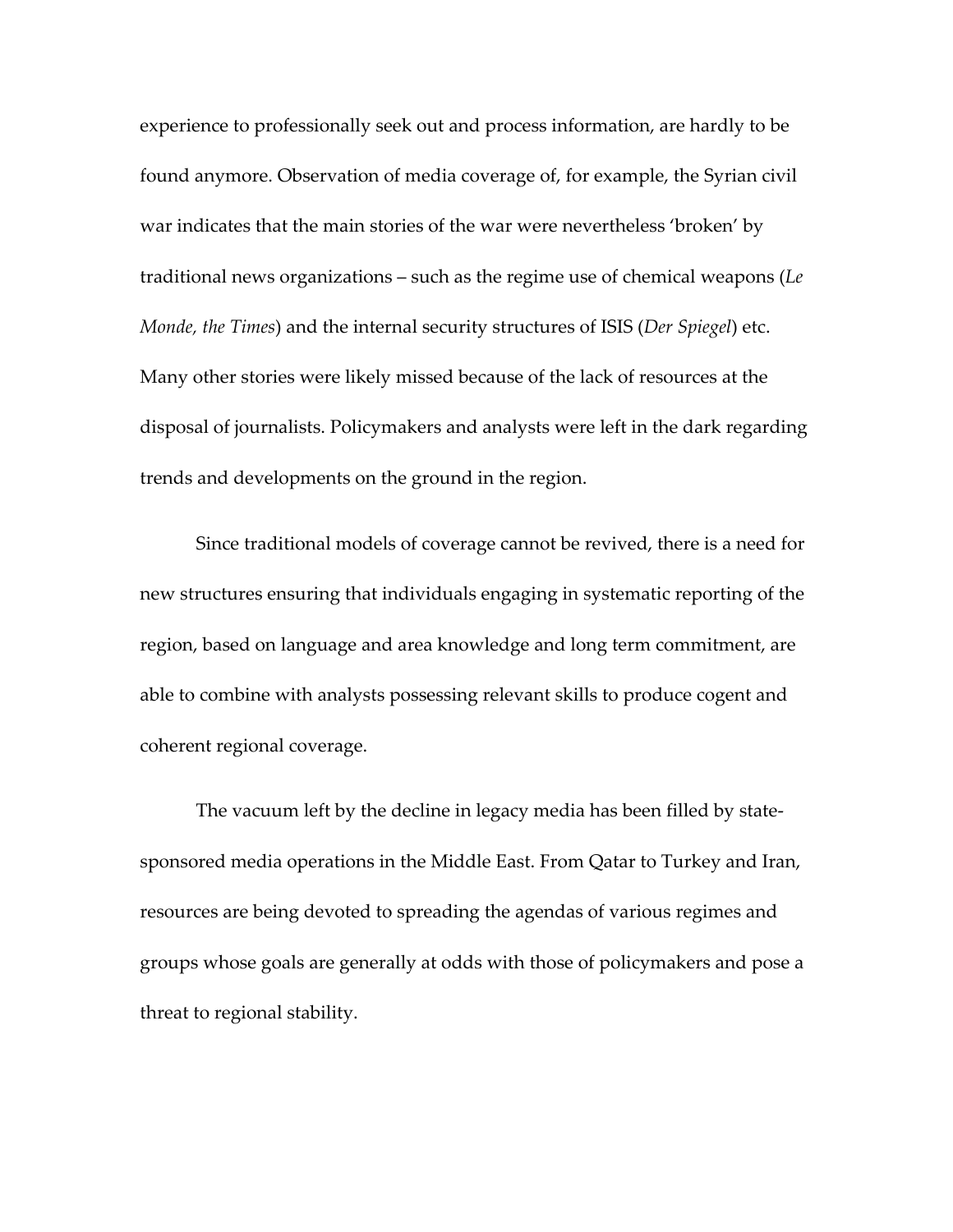experience to professionally seek out and process information, are hardly to be found anymore. Observation of media coverage of, for example, the Syrian civil war indicates that the main stories of the war were nevertheless 'broken' by traditional news organizations – such as the regime use of chemical weapons (*Le Monde, the Times*) and the internal security structures of ISIS (*Der Spiegel*) etc. Many other stories were likely missed because of the lack of resources at the disposal of journalists. Policymakers and analysts were left in the dark regarding trends and developments on the ground in the region.

Since traditional models of coverage cannot be revived, there is a need for new structures ensuring that individuals engaging in systematic reporting of the region, based on language and area knowledge and long term commitment, are able to combine with analysts possessing relevant skills to produce cogent and coherent regional coverage.

The vacuum left by the decline in legacy media has been filled by state-sponsored media operations in the Middle East. From Qatar to Turkey and Iran, resources are being devoted to spreading the agendas of various regimes and groups whose goals are generally at odds with those of policymakers and pose a threat to regional stability.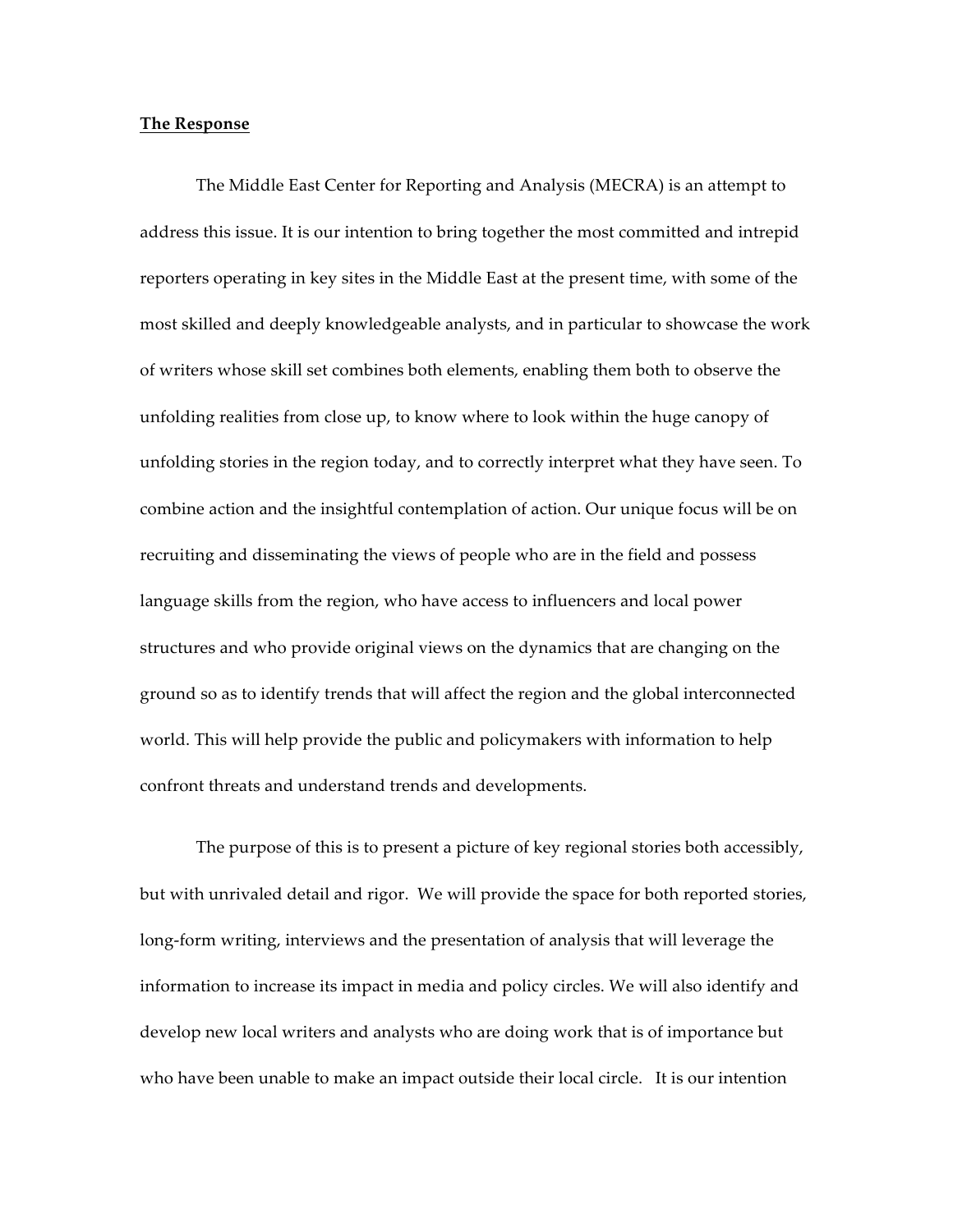**The Response**

The Middle East Center for Reporting and Analysis (MECRA) is an attempt to address this issue. It is our intention to bring together the most committed and intrepid reporters operating in key sites in the Middle East at the present time, with some of the most skilled and deeply knowledgeable analysts, and in particular to showcase the work of writers whose skill set combines both elements, enabling them both to observe the unfolding realities from close up, to know where to look within the huge canopy of unfolding stories in the region today, and to correctly interpret what they have seen. To combine action and the insightful contemplation of action. Our unique focus will be on recruiting and disseminating the views of people who are in the field and possess language skills from the region, who have access to influencers and local power structures and who provide original views on the dynamics that are changing on the ground so as to identify trends that will affect the region and the global interconnected world. This will help provide the public and policymakers with information to help confront threats and understand trends and developments.

The purpose of this is to present a picture of key regional stories both accessibly, but with unrivaled detail and rigor. We will provide the space for both reported stories, long-form writing, interviews and the presentation of analysis that will leverage the information to increase its impact in media and policy circles. We will also identify and develop new local writers and analysts who are doing work that is of importance but who have been unable to make an impact outside their local circle. It is our intention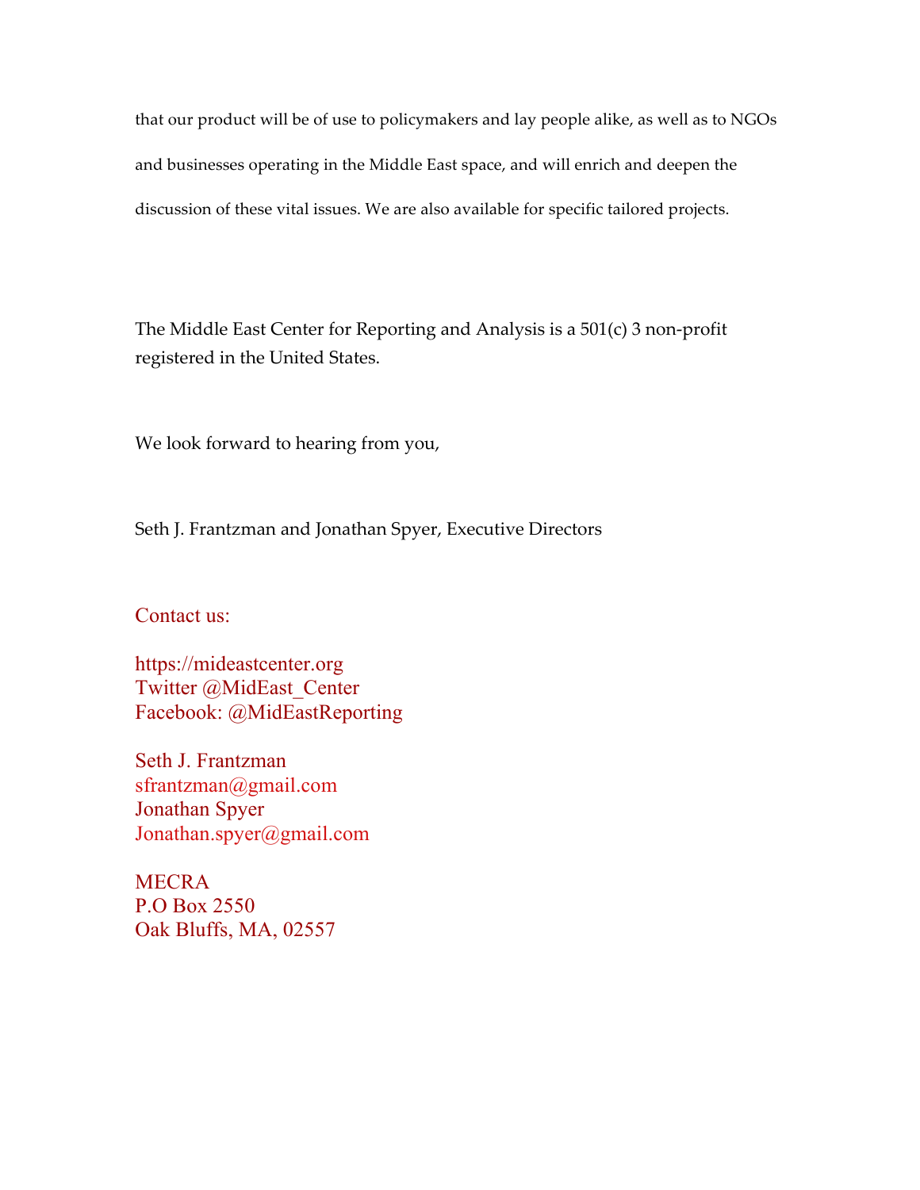that our product will be of use to policymakers and lay people alike, as well as to NGOs and businesses operating in the Middle East space, and will enrich and deepen the discussion of these vital issues. We are also available for specific tailored projects.

The Middle East Center for Reporting and Analysis is a 501(c) 3 non-profit registered in the United States.

We look forward to hearing from you,

Seth J. Frantzman and Jonathan Spyer, Executive Directors

Contact us:

https://mideastcenter.org
Twitter @MidEast_Center
Facebook: @MidEastReporting

Seth J. Frantzman
sfrantzman@gmail.com
Jonathan Spyer
Jonathan.spyer@gmail.com

MECRA
P.O Box 2550
Oak Bluffs, MA, 02557